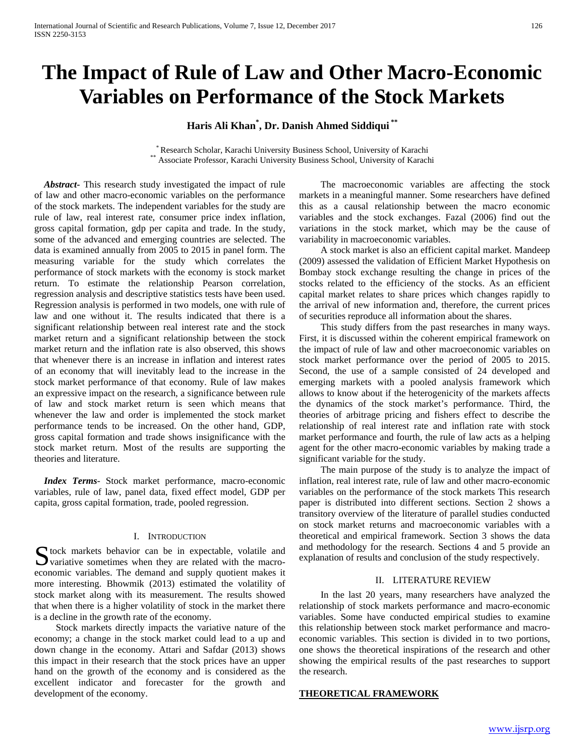# The Impact of Rule of Law and Other Macro-Economic Variables on Performance of the Stock Markets

**Haris Ali Khan[*], Dr. Danish Ahmed Siddiqui[**]**

[*] Research Scholar, Karachi University Business School, University of Karachi
[**] Associate Professor, Karachi University Business School, University of Karachi

***Abstract*-** This research study investigated the impact of rule of law and other macro-economic variables on the performance of the stock markets. The independent variables for the study are rule of law, real interest rate, consumer price index inflation, gross capital formation, gdp per capita and trade. In the study, some of the advanced and emerging countries are selected. The data is examined annually from 2005 to 2015 in panel form. The measuring variable for the study which correlates the performance of stock markets with the economy is stock market return. To estimate the relationship Pearson correlation, regression analysis and descriptive statistics tests have been used. Regression analysis is performed in two models, one with rule of law and one without it. The results indicated that there is a significant relationship between real interest rate and the stock market return and a significant relationship between the stock market return and the inflation rate is also observed, this shows that whenever there is an increase in inflation and interest rates of an economy that will inevitably lead to the increase in the stock market performance of that economy. Rule of law makes an expressive impact on the research, a significance between rule of law and stock market return is seen which means that whenever the law and order is implemented the stock market performance tends to be increased. On the other hand, GDP, gross capital formation and trade shows insignificance with the stock market return. Most of the results are supporting the theories and literature.

***Index Terms*-** Stock market performance, macro-economic variables, rule of law, panel data, fixed effect model, GDP per capita, gross capital formation, trade, pooled regression.

## I. Introduction

Stock markets behavior can be in expectable, volatile and variative sometimes when they are related with the macro-economic variables. The demand and supply quotient makes it more interesting. Bhowmik (2013) estimated the volatility of stock market along with its measurement. The results showed that when there is a higher volatility of stock in the market there is a decline in the growth rate of the economy.

Stock markets directly impacts the variative nature of the economy; a change in the stock market could lead to a up and down change in the economy. Attari and Safdar (2013) shows this impact in their research that the stock prices have an upper hand on the growth of the economy and is considered as the excellent indicator and forecaster for the growth and development of the economy.

The macroeconomic variables are affecting the stock markets in a meaningful manner. Some researchers have defined this as a causal relationship between the macro economic variables and the stock exchanges. Fazal (2006) find out the variations in the stock market, which may be the cause of variability in macroeconomic variables.

A stock market is also an efficient capital market. Mandeep (2009) assessed the validation of Efficient Market Hypothesis on Bombay stock exchange resulting the change in prices of the stocks related to the efficiency of the stocks. As an efficient capital market relates to share prices which changes rapidly to the arrival of new information and, therefore, the current prices of securities reproduce all information about the shares.

This study differs from the past researches in many ways. First, it is discussed within the coherent empirical framework on the impact of rule of law and other macroeconomic variables on stock market performance over the period of 2005 to 2015. Second, the use of a sample consisted of 24 developed and emerging markets with a pooled analysis framework which allows to know about if the heterogenicity of the markets affects the dynamics of the stock market's performance. Third, the theories of arbitrage pricing and fishers effect to describe the relationship of real interest rate and inflation rate with stock market performance and fourth, the rule of law acts as a helping agent for the other macro-economic variables by making trade a significant variable for the study.

The main purpose of the study is to analyze the impact of inflation, real interest rate, rule of law and other macro-economic variables on the performance of the stock markets This research paper is distributed into different sections. Section 2 shows a transitory overview of the literature of parallel studies conducted on stock market returns and macroeconomic variables with a theoretical and empirical framework. Section 3 shows the data and methodology for the research. Sections 4 and 5 provide an explanation of results and conclusion of the study respectively.

## II. Literature Review

In the last 20 years, many researchers have analyzed the relationship of stock markets performance and macro-economic variables. Some have conducted empirical studies to examine this relationship between stock market performance and macro-economic variables. This section is divided in to two portions, one shows the theoretical inspirations of the research and other showing the empirical results of the past researches to support the research.

### THEORETICAL FRAMEWORK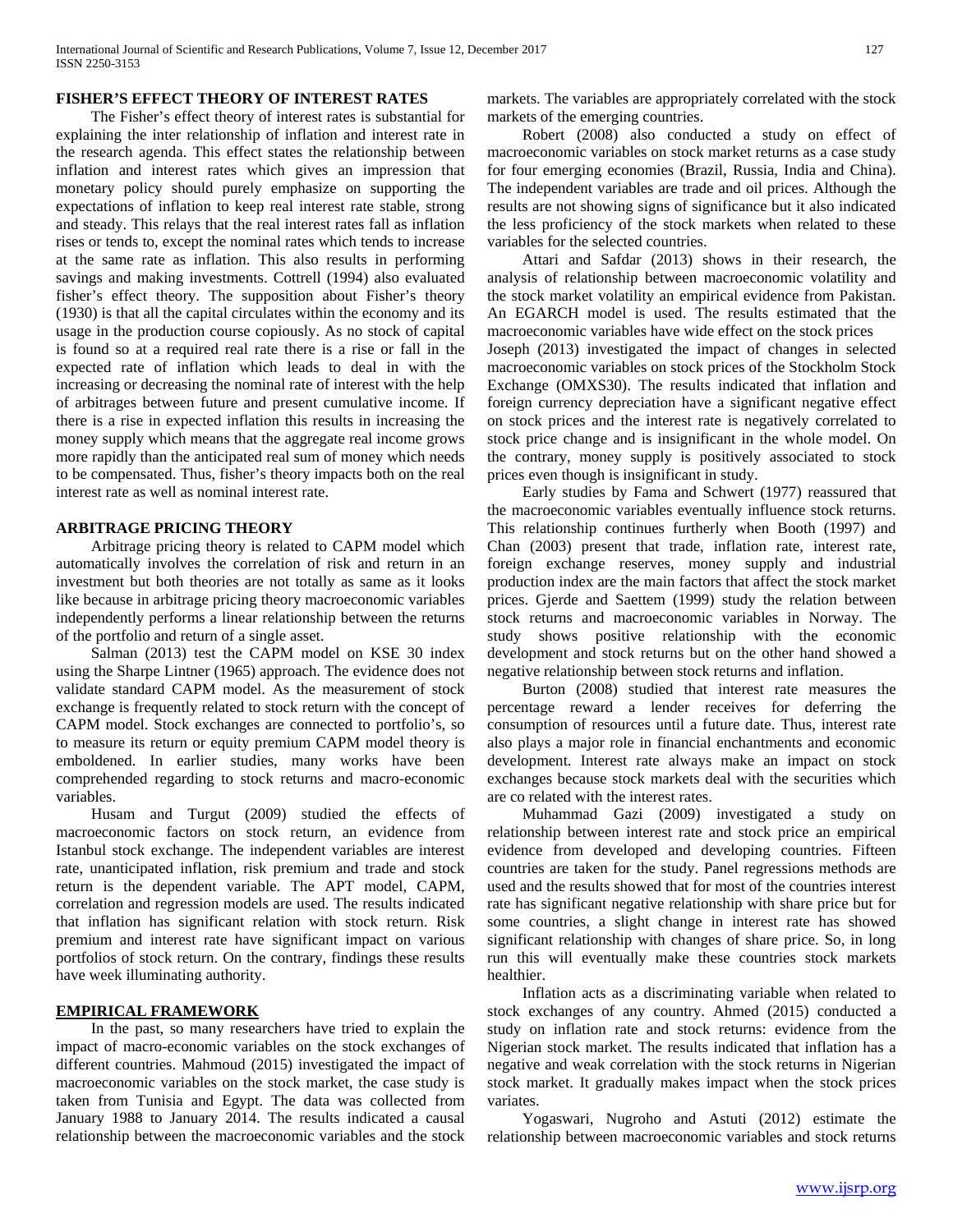## FISHER'S EFFECT THEORY OF INTEREST RATES

The Fisher's effect theory of interest rates is substantial for explaining the inter relationship of inflation and interest rate in the research agenda. This effect states the relationship between inflation and interest rates which gives an impression that monetary policy should purely emphasize on supporting the expectations of inflation to keep real interest rate stable, strong and steady. This relays that the real interest rates fall as inflation rises or tends to, except the nominal rates which tends to increase at the same rate as inflation. This also results in performing savings and making investments. Cottrell (1994) also evaluated fisher's effect theory. The supposition about Fisher's theory (1930) is that all the capital circulates within the economy and its usage in the production course copiously. As no stock of capital is found so at a required real rate there is a rise or fall in the expected rate of inflation which leads to deal in with the increasing or decreasing the nominal rate of interest with the help of arbitrages between future and present cumulative income. If there is a rise in expected inflation this results in increasing the money supply which means that the aggregate real income grows more rapidly than the anticipated real sum of money which needs to be compensated. Thus, fisher's theory impacts both on the real interest rate as well as nominal interest rate.

## ARBITRAGE PRICING THEORY

Arbitrage pricing theory is related to CAPM model which automatically involves the correlation of risk and return in an investment but both theories are not totally as same as it looks like because in arbitrage pricing theory macroeconomic variables independently performs a linear relationship between the returns of the portfolio and return of a single asset.

Salman (2013) test the CAPM model on KSE 30 index using the Sharpe Lintner (1965) approach. The evidence does not validate standard CAPM model. As the measurement of stock exchange is frequently related to stock return with the concept of CAPM model. Stock exchanges are connected to portfolio's, so to measure its return or equity premium CAPM model theory is emboldened. In earlier studies, many works have been comprehended regarding to stock returns and macro-economic variables.

Husam and Turgut (2009) studied the effects of macroeconomic factors on stock return, an evidence from Istanbul stock exchange. The independent variables are interest rate, unanticipated inflation, risk premium and trade and stock return is the dependent variable. The APT model, CAPM, correlation and regression models are used. The results indicated that inflation has significant relation with stock return. Risk premium and interest rate have significant impact on various portfolios of stock return. On the contrary, findings these results have week illuminating authority.

## EMPIRICAL FRAMEWORK

In the past, so many researchers have tried to explain the impact of macro-economic variables on the stock exchanges of different countries. Mahmoud (2015) investigated the impact of macroeconomic variables on the stock market, the case study is taken from Tunisia and Egypt. The data was collected from January 1988 to January 2014. The results indicated a causal relationship between the macroeconomic variables and the stock markets. The variables are appropriately correlated with the stock markets of the emerging countries.

Robert (2008) also conducted a study on effect of macroeconomic variables on stock market returns as a case study for four emerging economies (Brazil, Russia, India and China). The independent variables are trade and oil prices. Although the results are not showing signs of significance but it also indicated the less proficiency of the stock markets when related to these variables for the selected countries.

Attari and Safdar (2013) shows in their research, the analysis of relationship between macroeconomic volatility and the stock market volatility an empirical evidence from Pakistan. An EGARCH model is used. The results estimated that the macroeconomic variables have wide effect on the stock prices

Joseph (2013) investigated the impact of changes in selected macroeconomic variables on stock prices of the Stockholm Stock Exchange (OMXS30). The results indicated that inflation and foreign currency depreciation have a significant negative effect on stock prices and the interest rate is negatively correlated to stock price change and is insignificant in the whole model. On the contrary, money supply is positively associated to stock prices even though is insignificant in study.

Early studies by Fama and Schwert (1977) reassured that the macroeconomic variables eventually influence stock returns. This relationship continues furtherly when Booth (1997) and Chan (2003) present that trade, inflation rate, interest rate, foreign exchange reserves, money supply and industrial production index are the main factors that affect the stock market prices. Gjerde and Saettem (1999) study the relation between stock returns and macroeconomic variables in Norway. The study shows positive relationship with the economic development and stock returns but on the other hand showed a negative relationship between stock returns and inflation.

Burton (2008) studied that interest rate measures the percentage reward a lender receives for deferring the consumption of resources until a future date. Thus, interest rate also plays a major role in financial enchantments and economic development. Interest rate always make an impact on stock exchanges because stock markets deal with the securities which are co related with the interest rates.

Muhammad Gazi (2009) investigated a study on relationship between interest rate and stock price an empirical evidence from developed and developing countries. Fifteen countries are taken for the study. Panel regressions methods are used and the results showed that for most of the countries interest rate has significant negative relationship with share price but for some countries, a slight change in interest rate has showed significant relationship with changes of share price. So, in long run this will eventually make these countries stock markets healthier.

Inflation acts as a discriminating variable when related to stock exchanges of any country. Ahmed (2015) conducted a study on inflation rate and stock returns: evidence from the Nigerian stock market. The results indicated that inflation has a negative and weak correlation with the stock returns in Nigerian stock market. It gradually makes impact when the stock prices variates.

Yogaswari, Nugroho and Astuti (2012) estimate the relationship between macroeconomic variables and stock returns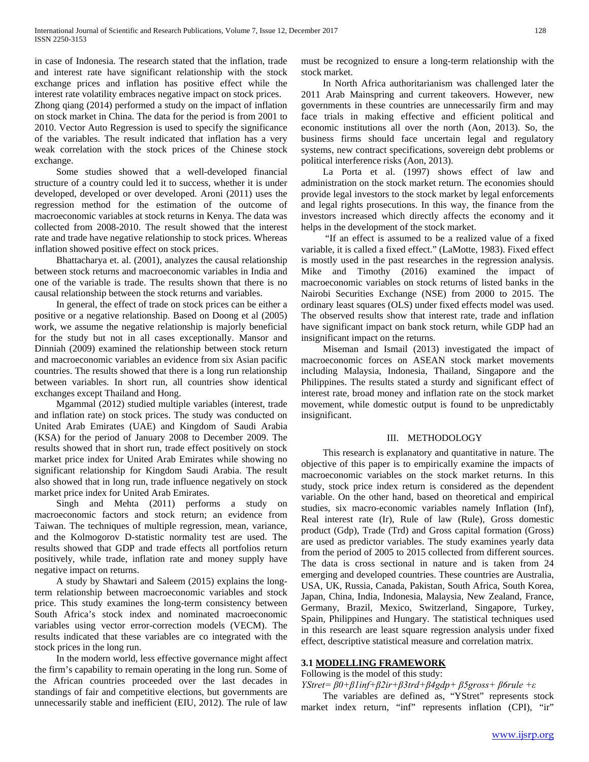in case of Indonesia. The research stated that the inflation, trade and interest rate have significant relationship with the stock exchange prices and inflation has positive effect while the interest rate volatility embraces negative impact on stock prices.

Zhong qiang (2014) performed a study on the impact of inflation on stock market in China. The data for the period is from 2001 to 2010. Vector Auto Regression is used to specify the significance of the variables. The result indicated that inflation has a very weak correlation with the stock prices of the Chinese stock exchange.

Some studies showed that a well-developed financial structure of a country could led it to success, whether it is under developed, developed or over developed. Aroni (2011) uses the regression method for the estimation of the outcome of macroeconomic variables at stock returns in Kenya. The data was collected from 2008-2010. The result showed that the interest rate and trade have negative relationship to stock prices. Whereas inflation showed positive effect on stock prices.

Bhattacharya et. al. (2001), analyzes the causal relationship between stock returns and macroeconomic variables in India and one of the variable is trade. The results shown that there is no causal relationship between the stock returns and variables.

In general, the effect of trade on stock prices can be either a positive or a negative relationship. Based on Doong et al (2005) work, we assume the negative relationship is majorly beneficial for the study but not in all cases exceptionally. Mansor and Dinniah (2009) examined the relationship between stock return and macroeconomic variables an evidence from six Asian pacific countries. The results showed that there is a long run relationship between variables. In short run, all countries show identical exchanges except Thailand and Hong.

Mgammal (2012) studied multiple variables (interest, trade and inflation rate) on stock prices. The study was conducted on United Arab Emirates (UAE) and Kingdom of Saudi Arabia (KSA) for the period of January 2008 to December 2009. The results showed that in short run, trade effect positively on stock market price index for United Arab Emirates while showing no significant relationship for Kingdom Saudi Arabia. The result also showed that in long run, trade influence negatively on stock market price index for United Arab Emirates.

Singh and Mehta (2011) performs a study on macroeconomic factors and stock return; an evidence from Taiwan. The techniques of multiple regression, mean, variance, and the Kolmogorov D-statistic normality test are used. The results showed that GDP and trade effects all portfolios return positively, while trade, inflation rate and money supply have negative impact on returns.

A study by Shawtari and Saleem (2015) explains the long-term relationship between macroeconomic variables and stock price. This study examines the long-term consistency between South Africa's stock index and nominated macroeconomic variables using vector error-correction models (VECM). The results indicated that these variables are co integrated with the stock prices in the long run.

In the modern world, less effective governance might affect the firm's capability to remain operating in the long run. Some of the African countries proceeded over the last decades in standings of fair and competitive elections, but governments are unnecessarily stable and inefficient (EIU, 2012). The rule of law must be recognized to ensure a long-term relationship with the stock market.

In North Africa authoritarianism was challenged later the 2011 Arab Mainspring and current takeovers. However, new governments in these countries are unnecessarily firm and may face trials in making effective and efficient political and economic institutions all over the north (Aon, 2013). So, the business firms should face uncertain legal and regulatory systems, new contract specifications, sovereign debt problems or political interference risks (Aon, 2013).

La Porta et al. (1997) shows effect of law and administration on the stock market return. The economies should provide legal investors to the stock market by legal enforcements and legal rights prosecutions. In this way, the finance from the investors increased which directly affects the economy and it helps in the development of the stock market.

"If an effect is assumed to be a realized value of a fixed variable, it is called a fixed effect." (LaMotte, 1983). Fixed effect is mostly used in the past researches in the regression analysis. Mike and Timothy (2016) examined the impact of macroeconomic variables on stock returns of listed banks in the Nairobi Securities Exchange (NSE) from 2000 to 2015. The ordinary least squares (OLS) under fixed effects model was used. The observed results show that interest rate, trade and inflation have significant impact on bank stock return, while GDP had an insignificant impact on the returns.

Miseman and Ismail (2013) investigated the impact of macroeconomic forces on ASEAN stock market movements including Malaysia, Indonesia, Thailand, Singapore and the Philippines. The results stated a sturdy and significant effect of interest rate, broad money and inflation rate on the stock market movement, while domestic output is found to be unpredictably insignificant.

## III. METHODOLOGY

This research is explanatory and quantitative in nature. The objective of this paper is to empirically examine the impacts of macroeconomic variables on the stock market returns. In this study, stock price index return is considered as the dependent variable. On the other hand, based on theoretical and empirical studies, six macro-economic variables namely Inflation (Inf), Real interest rate (Ir), Rule of law (Rule), Gross domestic product (Gdp), Trade (Trd) and Gross capital formation (Gross) are used as predictor variables. The study examines yearly data from the period of 2005 to 2015 collected from different sources. The data is cross sectional in nature and is taken from 24 emerging and developed countries. These countries are Australia, USA, UK, Russia, Canada, Pakistan, South Africa, South Korea, Japan, China, India, Indonesia, Malaysia, New Zealand, France, Germany, Brazil, Mexico, Switzerland, Singapore, Turkey, Spain, Philippines and Hungary. The statistical techniques used in this research are least square regression analysis under fixed effect, descriptive statistical measure and correlation matrix.

### 3.1 MODELLING FRAMEWORK

Following is the model of this study:

$$YStret= \beta0+\beta1inf+\beta2ir+\beta3trd+\beta4gdp+ \beta5gross+ \beta6rule +\varepsilon$$

The variables are defined as, "YStret" represents stock market index return, "inf" represents inflation (CPI), "ir"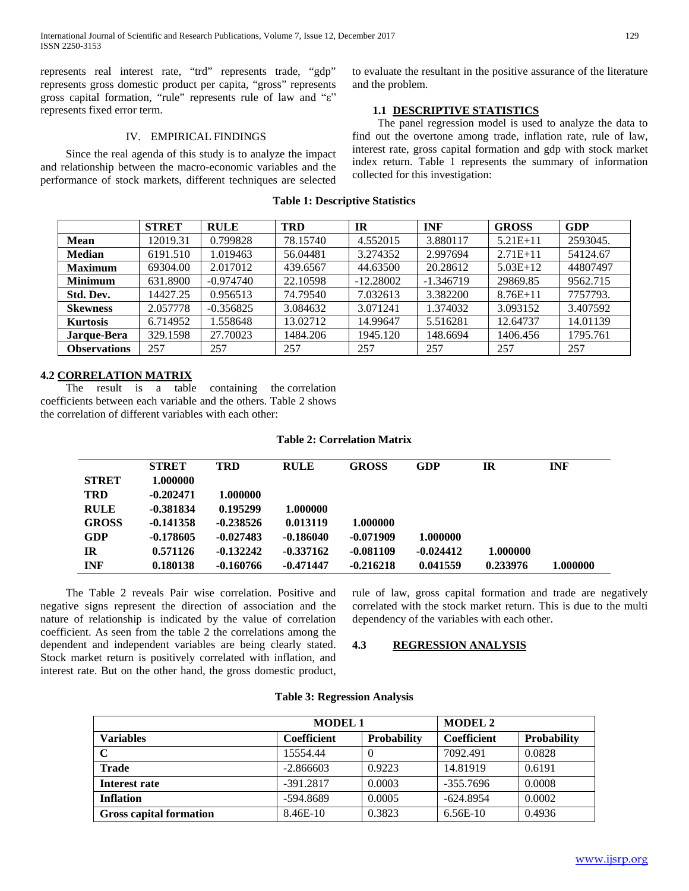represents real interest rate, "trd" represents trade, "gdp" represents gross domestic product per capita, "gross" represents gross capital formation, "rule" represents rule of law and "ε" represents fixed error term.

## IV. EMPIRICAL FINDINGS

Since the real agenda of this study is to analyze the impact and relationship between the macro-economic variables and the performance of stock markets, different techniques are selected to evaluate the resultant in the positive assurance of the literature and the problem.

### 1.1 DESCRIPTIVE STATISTICS

The panel regression model is used to analyze the data to find out the overtone among trade, inflation rate, rule of law, interest rate, gross capital formation and gdp with stock market index return. Table 1 represents the summary of information collected for this investigation:

**Table 1: Descriptive Statistics**

| | STRET | RULE | TRD | IR | INF | GROSS | GDP |
|---|---|---|---|---|---|---|---|
| **Mean** | 12019.31 | 0.799828 | 78.15740 | 4.552015 | 3.880117 | 5.21E+11 | 2593045. |
| **Median** | 6191.510 | 1.019463 | 56.04481 | 3.274352 | 2.997694 | 2.71E+11 | 54124.67 |
| **Maximum** | 69304.00 | 2.017012 | 439.6567 | 44.63500 | 20.28612 | 5.03E+12 | 44807497 |
| **Minimum** | 631.8900 | -0.974740 | 22.10598 | -12.28002 | -1.346719 | 29869.85 | 9562.715 |
| **Std. Dev.** | 14427.25 | 0.956513 | 74.79540 | 7.032613 | 3.382200 | 8.76E+11 | 7757793. |
| **Skewness** | 2.057778 | -0.356825 | 3.084632 | 3.071241 | 1.374032 | 3.093152 | 3.407592 |
| **Kurtosis** | 6.714952 | 1.558648 | 13.02712 | 14.99647 | 5.516281 | 12.64737 | 14.01139 |
| **Jarque-Bera** | 329.1598 | 27.70023 | 1484.206 | 1945.120 | 148.6694 | 1406.456 | 1795.761 |
| **Observations** | 257 | 257 | 257 | 257 | 257 | 257 | 257 |

### 4.2 CORRELATION MATRIX

The result is a table containing the correlation coefficients between each variable and the others. Table 2 shows the correlation of different variables with each other:

**Table 2: Correlation Matrix**

| | STRET | TRD | RULE | GROSS | GDP | IR | INF |
|---|---|---|---|---|---|---|---|
| **STRET** | 1.000000 | | | | | | |
| **TRD** | -0.202471 | 1.000000 | | | | | |
| **RULE** | -0.381834 | 0.195299 | 1.000000 | | | | |
| **GROSS** | -0.141358 | -0.238526 | 0.013119 | 1.000000 | | | |
| **GDP** | -0.178605 | -0.027483 | -0.186040 | -0.071909 | 1.000000 | | |
| **IR** | 0.571126 | -0.132242 | -0.337162 | -0.081109 | -0.024412 | 1.000000 | |
| **INF** | 0.180138 | -0.160766 | -0.471447 | -0.216218 | 0.041559 | 0.233976 | 1.000000 |

The Table 2 reveals Pair wise correlation. Positive and negative signs represent the direction of association and the nature of relationship is indicated by the value of correlation coefficient. As seen from the table 2 the correlations among the dependent and independent variables are being clearly stated. Stock market return is positively correlated with inflation, and interest rate. But on the other hand, the gross domestic product, rule of law, gross capital formation and trade are negatively correlated with the stock market return. This is due to the multi dependency of the variables with each other.

### 4.3 REGRESSION ANALYSIS

**Table 3: Regression Analysis**

| | MODEL 1 | | MODEL 2 | |
|---|---|---|---|---|
| **Variables** | **Coefficient** | **Probability** | **Coefficient** | **Probability** |
| **C** | 15554.44 | 0 | 7092.491 | 0.0828 |
| **Trade** | -2.866603 | 0.9223 | 14.81919 | 0.6191 |
| **Interest rate** | -391.2817 | 0.0003 | -355.7696 | 0.0008 |
| **Inflation** | -594.8689 | 0.0005 | -624.8954 | 0.0002 |
| **Gross capital formation** | 8.46E-10 | 0.3823 | 6.56E-10 | 0.4936 |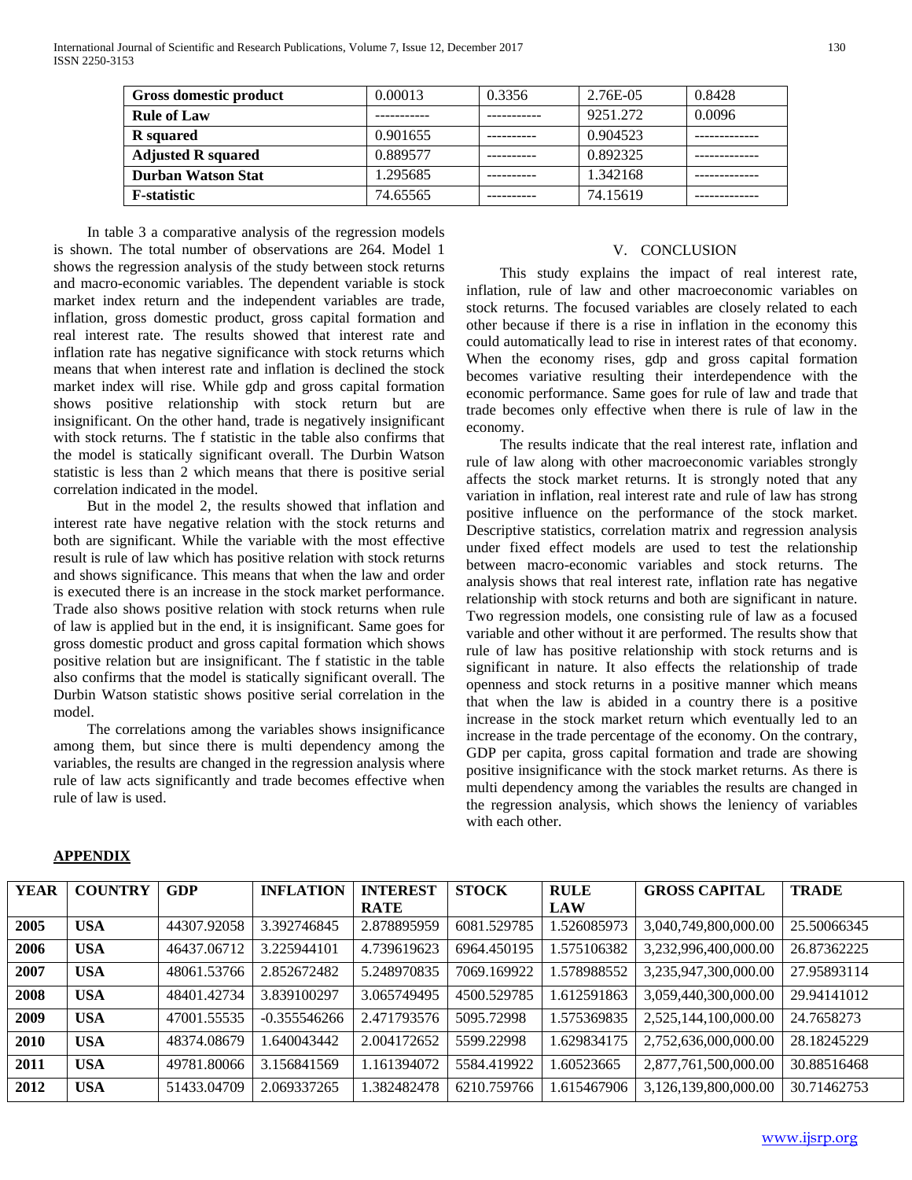| Gross domestic product | 0.00013 | 0.3356 | 2.76E-05 | 0.8428 |
|---|---|---|---|---|
| Rule of Law | ----------- | ----------- | 9251.272 | 0.0096 |
| R squared | 0.901655 | ---------- | 0.904523 | ------------- |
| Adjusted R squared | 0.889577 | ---------- | 0.892325 | ------------- |
| Durban Watson Stat | 1.295685 | ---------- | 1.342168 | ------------- |
| F-statistic | 74.65565 | ---------- | 74.15619 | ------------- |

In table 3 a comparative analysis of the regression models is shown. The total number of observations are 264. Model 1 shows the regression analysis of the study between stock returns and macro-economic variables. The dependent variable is stock market index return and the independent variables are trade, inflation, gross domestic product, gross capital formation and real interest rate. The results showed that interest rate and inflation rate has negative significance with stock returns which means that when interest rate and inflation is declined the stock market index will rise. While gdp and gross capital formation shows positive relationship with stock return but are insignificant. On the other hand, trade is negatively insignificant with stock returns. The f statistic in the table also confirms that the model is statically significant overall. The Durbin Watson statistic is less than 2 which means that there is positive serial correlation indicated in the model.

But in the model 2, the results showed that inflation and interest rate have negative relation with the stock returns and both are significant. While the variable with the most effective result is rule of law which has positive relation with stock returns and shows significance. This means that when the law and order is executed there is an increase in the stock market performance. Trade also shows positive relation with stock returns when rule of law is applied but in the end, it is insignificant. Same goes for gross domestic product and gross capital formation which shows positive relation but are insignificant. The f statistic in the table also confirms that the model is statically significant overall. The Durbin Watson statistic shows positive serial correlation in the model.

The correlations among the variables shows insignificance among them, but since there is multi dependency among the variables, the results are changed in the regression analysis where rule of law acts significantly and trade becomes effective when rule of law is used.

## V. CONCLUSION

This study explains the impact of real interest rate, inflation, rule of law and other macroeconomic variables on stock returns. The focused variables are closely related to each other because if there is a rise in inflation in the economy this could automatically lead to rise in interest rates of that economy. When the economy rises, gdp and gross capital formation becomes variative resulting their interdependence with the economic performance. Same goes for rule of law and trade that trade becomes only effective when there is rule of law in the economy.

The results indicate that the real interest rate, inflation and rule of law along with other macroeconomic variables strongly affects the stock market returns. It is strongly noted that any variation in inflation, real interest rate and rule of law has strong positive influence on the performance of the stock market. Descriptive statistics, correlation matrix and regression analysis under fixed effect models are used to test the relationship between macro-economic variables and stock returns. The analysis shows that real interest rate, inflation rate has negative relationship with stock returns and both are significant in nature. Two regression models, one consisting rule of law as a focused variable and other without it are performed. The results show that rule of law has positive relationship with stock returns and is significant in nature. It also effects the relationship of trade openness and stock returns in a positive manner which means that when the law is abided in a country there is a positive increase in the stock market return which eventually led to an increase in the trade percentage of the economy. On the contrary, GDP per capita, gross capital formation and trade are showing positive insignificance with the stock market returns. As there is multi dependency among the variables the results are changed in the regression analysis, which shows the leniency of variables with each other.

## APPENDIX

| YEAR | COUNTRY | GDP | INFLATION | INTEREST RATE | STOCK | RULE LAW | GROSS CAPITAL | TRADE |
|---|---|---|---|---|---|---|---|---|
| 2005 | USA | 44307.92058 | 3.392746845 | 2.878895959 | 6081.529785 | 1.526085973 | 3,040,749,800,000.00 | 25.50066345 |
| 2006 | USA | 46437.06712 | 3.225944101 | 4.739619623 | 6964.450195 | 1.575106382 | 3,232,996,400,000.00 | 26.87362225 |
| 2007 | USA | 48061.53766 | 2.852672482 | 5.248970835 | 7069.169922 | 1.578988552 | 3,235,947,300,000.00 | 27.95893114 |
| 2008 | USA | 48401.42734 | 3.839100297 | 3.065749495 | 4500.529785 | 1.612591863 | 3,059,440,300,000.00 | 29.94141012 |
| 2009 | USA | 47001.55535 | -0.355546266 | 2.471793576 | 5095.72998 | 1.575369835 | 2,525,144,100,000.00 | 24.7658273 |
| 2010 | USA | 48374.08679 | 1.640043442 | 2.004172652 | 5599.22998 | 1.629834175 | 2,752,636,000,000.00 | 28.18245229 |
| 2011 | USA | 49781.80066 | 3.156841569 | 1.161394072 | 5584.419922 | 1.60523665 | 2,877,761,500,000.00 | 30.88516468 |
| 2012 | USA | 51433.04709 | 2.069337265 | 1.382482478 | 6210.759766 | 1.615467906 | 3,126,139,800,000.00 | 30.71462753 |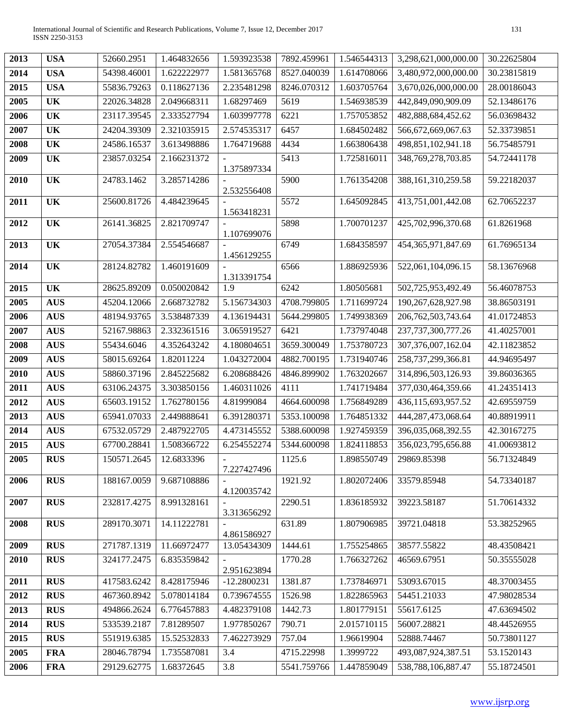| 2013 | USA | 52660.2951 | 1.464832656 | 1.593923538 | 7892.459961 | 1.546544313 | 3,298,621,000,000.00 | 30.22625804 |
|---|---|---|---|---|---|---|---|---|
| 2014 | USA | 54398.46001 | 1.622222977 | 1.581365768 | 8527.040039 | 1.614708066 | 3,480,972,000,000.00 | 30.23815819 |
| 2015 | USA | 55836.79263 | 0.118627136 | 2.235481298 | 8246.070312 | 1.603705764 | 3,670,026,000,000.00 | 28.00186043 |
| 2005 | UK | 22026.34828 | 2.049668311 | 1.68297469 | 5619 | 1.546938539 | 442,849,090,909.09 | 52.13486176 |
| 2006 | UK | 23117.39545 | 2.333527794 | 1.603997778 | 6221 | 1.757053852 | 482,888,684,452.62 | 56.03698432 |
| 2007 | UK | 24204.39309 | 2.321035915 | 2.574535317 | 6457 | 1.684502482 | 566,672,669,067.63 | 52.33739851 |
| 2008 | UK | 24586.16537 | 3.613498886 | 1.764719688 | 4434 | 1.663806438 | 498,851,102,941.18 | 56.75485791 |
| 2009 | UK | 23857.03254 | 2.166231372 | -1.375897334 | 5413 | 1.725816011 | 348,769,278,703.85 | 54.72441178 |
| 2010 | UK | 24783.1462 | 3.285714286 | -2.532556408 | 5900 | 1.761354208 | 388,161,310,259.58 | 59.22182037 |
| 2011 | UK | 25600.81726 | 4.484239645 | -1.563418231 | 5572 | 1.645092845 | 413,751,001,442.08 | 62.70652237 |
| 2012 | UK | 26141.36825 | 2.821709747 | -1.107699076 | 5898 | 1.700701237 | 425,702,996,370.68 | 61.8261968 |
| 2013 | UK | 27054.37384 | 2.554546687 | -1.456129255 | 6749 | 1.684358597 | 454,365,971,847.69 | 61.76965134 |
| 2014 | UK | 28124.82782 | 1.460191609 | -1.313391754 | 6566 | 1.886925936 | 522,061,104,096.15 | 58.13676968 |
| 2015 | UK | 28625.89209 | 0.050020842 | 1.9 | 6242 | 1.80505681 | 502,725,953,492.49 | 56.46078753 |
| 2005 | AUS | 45204.12066 | 2.668732782 | 5.156734303 | 4708.799805 | 1.711699724 | 190,267,628,927.98 | 38.86503191 |
| 2006 | AUS | 48194.93765 | 3.538487339 | 4.136194431 | 5644.299805 | 1.749938369 | 206,762,503,743.64 | 41.01724853 |
| 2007 | AUS | 52167.98863 | 2.332361516 | 3.065919527 | 6421 | 1.737974048 | 237,737,300,777.26 | 41.40257001 |
| 2008 | AUS | 55434.6046 | 4.352643242 | 4.180804651 | 3659.300049 | 1.753780723 | 307,376,007,162.04 | 42.11823852 |
| 2009 | AUS | 58015.69264 | 1.82011224 | 1.043272004 | 4882.700195 | 1.731940746 | 258,737,299,366.81 | 44.94695497 |
| 2010 | AUS | 58860.37196 | 2.845225682 | 6.208688426 | 4846.899902 | 1.763202667 | 314,896,503,126.93 | 39.86036365 |
| 2011 | AUS | 63106.24375 | 3.303850156 | 1.460311026 | 4111 | 1.741719484 | 377,030,464,359.66 | 41.24351413 |
| 2012 | AUS | 65603.19152 | 1.762780156 | 4.81999084 | 4664.600098 | 1.756849289 | 436,115,693,957.52 | 42.69559759 |
| 2013 | AUS | 65941.07033 | 2.449888641 | 6.391280371 | 5353.100098 | 1.764851332 | 444,287,473,068.64 | 40.88919911 |
| 2014 | AUS | 67532.05729 | 2.487922705 | 4.473145552 | 5388.600098 | 1.927459359 | 396,035,068,392.55 | 42.30167275 |
| 2015 | AUS | 67700.28841 | 1.508366722 | 6.254552274 | 5344.600098 | 1.824118853 | 356,023,795,656.88 | 41.00693812 |
| 2005 | RUS | 150571.2645 | 12.6833396 | -7.227427496 | 1125.6 | 1.898550749 | 29869.85398 | 56.71324849 |
| 2006 | RUS | 188167.0059 | 9.687108886 | -4.120035742 | 1921.92 | 1.802072406 | 33579.85948 | 54.73340187 |
| 2007 | RUS | 232817.4275 | 8.991328161 | -3.313656292 | 2290.51 | 1.836185932 | 39223.58187 | 51.70614332 |
| 2008 | RUS | 289170.3071 | 14.11222781 | -4.861586927 | 631.89 | 1.807906985 | 39721.04818 | 53.38252965 |
| 2009 | RUS | 271787.1319 | 11.66972477 | 13.05434309 | 1444.61 | 1.755254865 | 38577.55822 | 48.43508421 |
| 2010 | RUS | 324177.2475 | 6.835359842 | -2.951623894 | 1770.28 | 1.766327262 | 46569.67951 | 50.35555028 |
| 2011 | RUS | 417583.6242 | 8.428175946 | -12.2800231 | 1381.87 | 1.737846971 | 53093.67015 | 48.37003455 |
| 2012 | RUS | 467360.8942 | 5.078014184 | 0.739674555 | 1526.98 | 1.822865963 | 54451.21033 | 47.98028534 |
| 2013 | RUS | 494866.2624 | 6.776457883 | 4.482379108 | 1442.73 | 1.801779151 | 55617.6125 | 47.63694502 |
| 2014 | RUS | 533539.2187 | 7.81289507 | 1.977850267 | 790.71 | 2.015710115 | 56007.28821 | 48.44526955 |
| 2015 | RUS | 551919.6385 | 15.52532833 | 7.462273929 | 757.04 | 1.96619904 | 52888.74467 | 50.73801127 |
| 2005 | FRA | 28046.78794 | 1.735587081 | 3.4 | 4715.22998 | 1.3999722 | 493,087,924,387.51 | 53.1520143 |
| 2006 | FRA | 29129.62775 | 1.68372645 | 3.8 | 5541.759766 | 1.447859049 | 538,788,106,887.47 | 55.18724501 |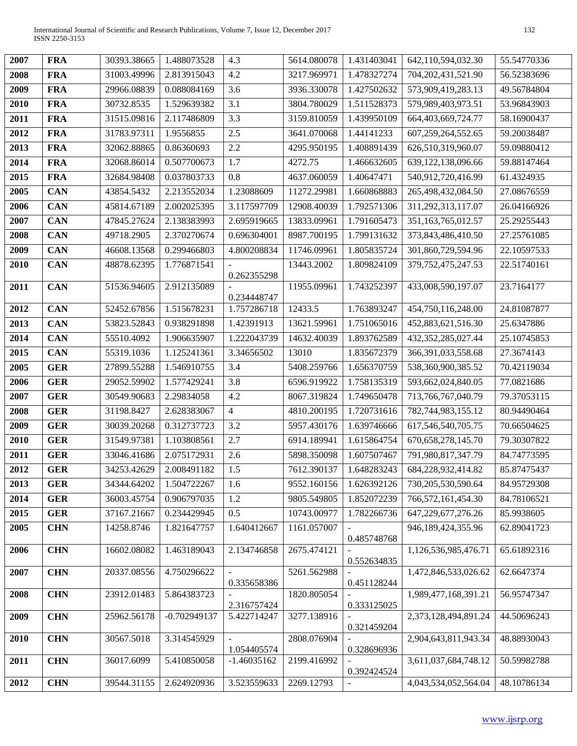| 2007 | FRA | 30393.38665 | 1.488073528 | 4.3 | 5614.080078 | 1.431403041 | 642,110,594,032.30 | 55.54770336 |
|---|---|---|---|---|---|---|---|---|
| 2008 | FRA | 31003.49996 | 2.813915043 | 4.2 | 3217.969971 | 1.478327274 | 704,202,431,521.90 | 56.52383696 |
| 2009 | FRA | 29966.08839 | 0.088084169 | 3.6 | 3936.330078 | 1.427502632 | 573,909,419,283.13 | 49.56784804 |
| 2010 | FRA | 30732.8535 | 1.529639382 | 3.1 | 3804.780029 | 1.511528373 | 579,989,403,973.51 | 53.96843903 |
| 2011 | FRA | 31515.09816 | 2.117486809 | 3.3 | 3159.810059 | 1.439950109 | 664,403,669,724.77 | 58.16900437 |
| 2012 | FRA | 31783.97311 | 1.9556855 | 2.5 | 3641.070068 | 1.44141233 | 607,259,264,552.65 | 59.20038487 |
| 2013 | FRA | 32062.88865 | 0.86360693 | 2.2 | 4295.950195 | 1.408891439 | 626,510,319,960.07 | 59.09880412 |
| 2014 | FRA | 32068.86014 | 0.507700673 | 1.7 | 4272.75 | 1.466632605 | 639,122,138,096.66 | 59.88147464 |
| 2015 | FRA | 32684.98408 | 0.037803733 | 0.8 | 4637.060059 | 1.40647471 | 540,912,720,416.99 | 61.4324935 |
| 2005 | CAN | 43854.5432 | 2.213552034 | 1.23088609 | 11272.29981 | 1.660868883 | 265,498,432,084.50 | 27.08676559 |
| 2006 | CAN | 45814.67189 | 2.002025395 | 3.117597709 | 12908.40039 | 1.792571306 | 311,292,313,117.07 | 26.04166926 |
| 2007 | CAN | 47845.27624 | 2.138383993 | 2.695919665 | 13833.09961 | 1.791605473 | 351,163,765,012.57 | 25.29255443 |
| 2008 | CAN | 49718.2905 | 2.370270674 | 0.696304001 | 8987.700195 | 1.799131632 | 373,843,486,410.50 | 27.25761085 |
| 2009 | CAN | 46608.13568 | 0.299466803 | 4.800208834 | 11746.09961 | 1.805835724 | 301,860,729,594.96 | 22.10597533 |
| 2010 | CAN | 48878.62395 | 1.776871541 | -0.262355298 | 13443.2002 | 1.809824109 | 379,752,475,247.53 | 22.51740161 |
| 2011 | CAN | 51536.94605 | 2.912135089 | -0.234448747 | 11955.09961 | 1.743252397 | 433,008,590,197.07 | 23.7164177 |
| 2012 | CAN | 52452.67856 | 1.515678231 | 1.757286718 | 12433.5 | 1.763893247 | 454,750,116,248.00 | 24.81087877 |
| 2013 | CAN | 53823.52843 | 0.938291898 | 1.42391913 | 13621.59961 | 1.751065016 | 452,883,621,516.30 | 25.6347886 |
| 2014 | CAN | 55510.4092 | 1.906635907 | 1.222043739 | 14632.40039 | 1.893762589 | 432,352,285,027.44 | 25.10745853 |
| 2015 | CAN | 55319.1036 | 1.125241361 | 3.34656502 | 13010 | 1.835672379 | 366,391,033,558.68 | 27.3674143 |
| 2005 | GER | 27899.55288 | 1.546910755 | 3.4 | 5408.259766 | 1.656370759 | 538,360,900,385.52 | 70.42119034 |
| 2006 | GER | 29052.59902 | 1.577429241 | 3.8 | 6596.919922 | 1.758135319 | 593,662,024,840.05 | 77.0821686 |
| 2007 | GER | 30549.90683 | 2.29834058 | 4.2 | 8067.319824 | 1.749650478 | 713,766,767,040.79 | 79.37053115 |
| 2008 | GER | 31198.8427 | 2.628383067 | 4 | 4810.200195 | 1.720731616 | 782,744,983,155.12 | 80.94490464 |
| 2009 | GER | 30039.20268 | 0.312737723 | 3.2 | 5957.430176 | 1.639746666 | 617,546,540,705.75 | 70.66504625 |
| 2010 | GER | 31549.97381 | 1.103808561 | 2.7 | 6914.189941 | 1.615864754 | 670,658,278,145.70 | 79.30307822 |
| 2011 | GER | 33046.41686 | 2.075172931 | 2.6 | 5898.350098 | 1.607507467 | 791,980,817,347.79 | 84.74773595 |
| 2012 | GER | 34253.42629 | 2.008491182 | 1.5 | 7612.390137 | 1.648283243 | 684,228,932,414.82 | 85.87475437 |
| 2013 | GER | 34344.64202 | 1.504722267 | 1.6 | 9552.160156 | 1.626392126 | 730,205,530,590.64 | 84.95729308 |
| 2014 | GER | 36003.45754 | 0.906797035 | 1.2 | 9805.549805 | 1.852072239 | 766,572,161,454.30 | 84.78106521 |
| 2015 | GER | 37167.21667 | 0.234429945 | 0.5 | 10743.00977 | 1.782266736 | 647,229,677,276.26 | 85.9938605 |
| 2005 | CHN | 14258.8746 | 1.821647757 | 1.640412667 | 1161.057007 | -0.485748768 | 946,189,424,355.96 | 62.89041723 |
| 2006 | CHN | 16602.08082 | 1.463189043 | 2.134746858 | 2675.474121 | -0.552634835 | 1,126,536,985,476.71 | 65.61892316 |
| 2007 | CHN | 20337.08556 | 4.750296622 | -0.335658386 | 5261.562988 | -0.451128244 | 1,472,846,533,026.62 | 62.6647374 |
| 2008 | CHN | 23912.01483 | 5.864383723 | -2.316757424 | 1820.805054 | -0.333125025 | 1,989,477,168,391.21 | 56.95747347 |
| 2009 | CHN | 25962.56178 | -0.702949137 | 5.422714247 | 3277.138916 | -0.321459204 | 2,373,128,494,891.24 | 44.50696243 |
| 2010 | CHN | 30567.5018 | 3.314545929 | -1.054405574 | 2808.076904 | -0.328696936 | 2,904,643,811,943.34 | 48.88930043 |
| 2011 | CHN | 36017.6099 | 5.410850058 | -1.46035162 | 2199.416992 | -0.392424524 | 3,611,037,684,748.12 | 50.59982788 |
| 2012 | CHN | 39544.31155 | 2.624920936 | 3.523559633 | 2269.12793 | - | 4,043,534,052,564.04 | 48.10786134 |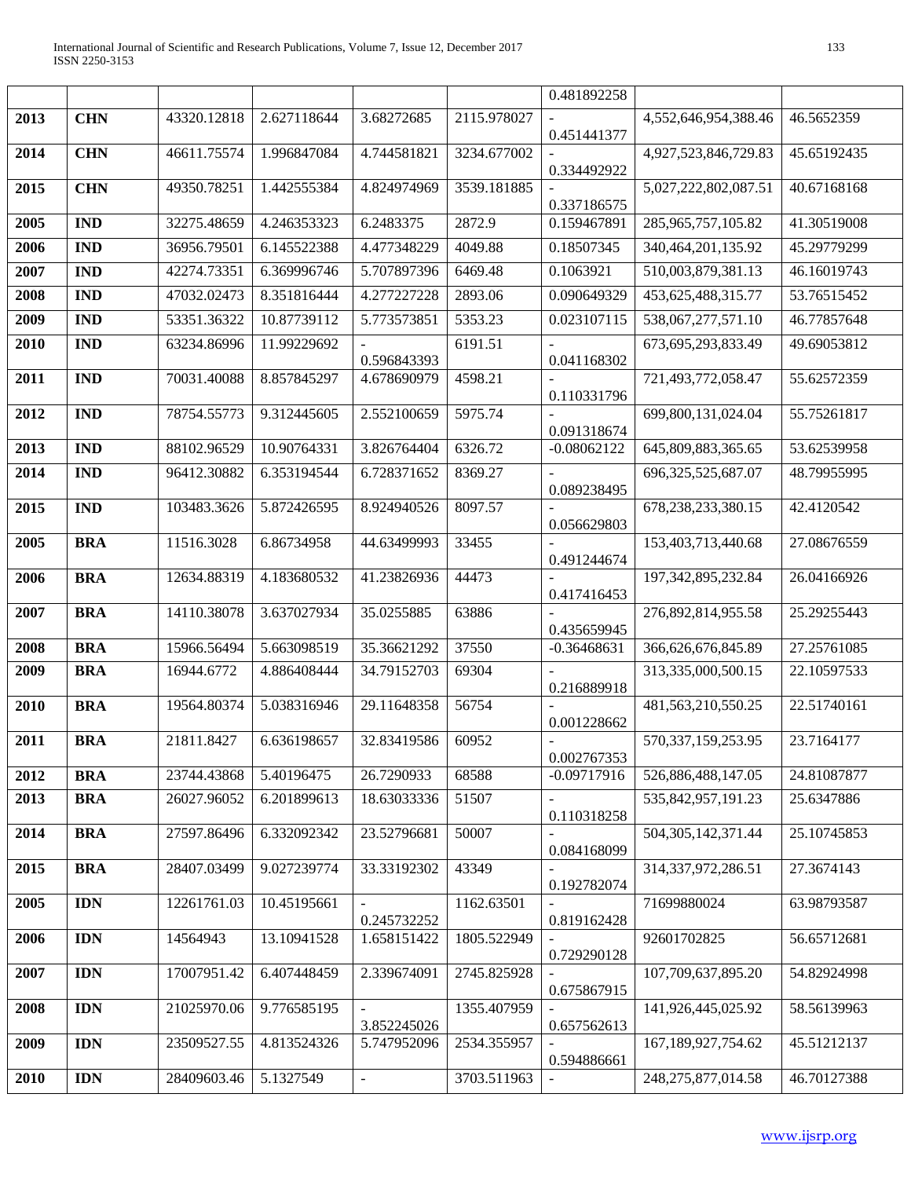|  |  |  |  |  |  | 0.481892258 |  |  |
|---|---|---|---|---|---|---|---|---|
| **2013** | **CHN** | 43320.12818 | 2.627118644 | 3.68272685 | 2115.978027 | -0.451441377 | 4,552,646,954,388.46 | 46.5652359 |
| **2014** | **CHN** | 46611.75574 | 1.996847084 | 4.744581821 | 3234.677002 | -0.334492922 | 4,927,523,846,729.83 | 45.65192435 |
| **2015** | **CHN** | 49350.78251 | 1.442555384 | 4.824974969 | 3539.181885 | -0.337186575 | 5,027,222,802,087.51 | 40.67168168 |
| **2005** | **IND** | 32275.48659 | 4.246353323 | 6.2483375 | 2872.9 | 0.159467891 | 285,965,757,105.82 | 41.30519008 |
| **2006** | **IND** | 36956.79501 | 6.145522388 | 4.477348229 | 4049.88 | 0.18507345 | 340,464,201,135.92 | 45.29779299 |
| **2007** | **IND** | 42274.73351 | 6.369996746 | 5.707897396 | 6469.48 | 0.1063921 | 510,003,879,381.13 | 46.16019743 |
| **2008** | **IND** | 47032.02473 | 8.351816444 | 4.277227228 | 2893.06 | 0.090649329 | 453,625,488,315.77 | 53.76515452 |
| **2009** | **IND** | 53351.36322 | 10.87739112 | 5.773573851 | 5353.23 | 0.023107115 | 538,067,277,571.10 | 46.77857648 |
| **2010** | **IND** | 63234.86996 | 11.99229692 | -0.596843393 | 6191.51 | -0.041168302 | 673,695,293,833.49 | 49.69053812 |
| **2011** | **IND** | 70031.40088 | 8.857845297 | 4.678690979 | 4598.21 | -0.110331796 | 721,493,772,058.47 | 55.62572359 |
| **2012** | **IND** | 78754.55773 | 9.312445605 | 2.552100659 | 5975.74 | -0.091318674 | 699,800,131,024.04 | 55.75261817 |
| **2013** | **IND** | 88102.96529 | 10.90764331 | 3.826764404 | 6326.72 | -0.08062122 | 645,809,883,365.65 | 53.62539958 |
| **2014** | **IND** | 96412.30882 | 6.353194544 | 6.728371652 | 8369.27 | -0.089238495 | 696,325,525,687.07 | 48.79955995 |
| **2015** | **IND** | 103483.3626 | 5.872426595 | 8.924940526 | 8097.57 | -0.056629803 | 678,238,233,380.15 | 42.4120542 |
| **2005** | **BRA** | 11516.3028 | 6.86734958 | 44.63499993 | 33455 | -0.491244674 | 153,403,713,440.68 | 27.08676559 |
| **2006** | **BRA** | 12634.88319 | 4.183680532 | 41.23826936 | 44473 | -0.417416453 | 197,342,895,232.84 | 26.04166926 |
| **2007** | **BRA** | 14110.38078 | 3.637027934 | 35.0255885 | 63886 | -0.435659945 | 276,892,814,955.58 | 25.29255443 |
| **2008** | **BRA** | 15966.56494 | 5.663098519 | 35.36621292 | 37550 | -0.36468631 | 366,626,676,845.89 | 27.25761085 |
| **2009** | **BRA** | 16944.6772 | 4.886408444 | 34.79152703 | 69304 | -0.216889918 | 313,335,000,500.15 | 22.10597533 |
| **2010** | **BRA** | 19564.80374 | 5.038316946 | 29.11648358 | 56754 | -0.001228662 | 481,563,210,550.25 | 22.51740161 |
| **2011** | **BRA** | 21811.8427 | 6.636198657 | 32.83419586 | 60952 | -0.002767353 | 570,337,159,253.95 | 23.7164177 |
| **2012** | **BRA** | 23744.43868 | 5.40196475 | 26.7290933 | 68588 | -0.09717916 | 526,886,488,147.05 | 24.81087877 |
| **2013** | **BRA** | 26027.96052 | 6.201899613 | 18.63033336 | 51507 | -0.110318258 | 535,842,957,191.23 | 25.6347886 |
| **2014** | **BRA** | 27597.86496 | 6.332092342 | 23.52796681 | 50007 | -0.084168099 | 504,305,142,371.44 | 25.10745853 |
| **2015** | **BRA** | 28407.03499 | 9.027239774 | 33.33192302 | 43349 | -0.192782074 | 314,337,972,286.51 | 27.3674143 |
| **2005** | **IDN** | 12261761.03 | 10.45195661 | -0.245732252 | 1162.63501 | -0.819162428 | 71699880024 | 63.98793587 |
| **2006** | **IDN** | 14564943 | 13.10941528 | 1.658151422 | 1805.522949 | -0.729290128 | 92601702825 | 56.65712681 |
| **2007** | **IDN** | 17007951.42 | 6.407448459 | 2.339674091 | 2745.825928 | -0.675867915 | 107,709,637,895.20 | 54.82924998 |
| **2008** | **IDN** | 21025970.06 | 9.776585195 | -3.852245026 | 1355.407959 | -0.657562613 | 141,926,445,025.92 | 58.56139963 |
| **2009** | **IDN** | 23509527.55 | 4.813524326 | 5.747952096 | 2534.355957 | -0.594886661 | 167,189,927,754.62 | 45.51212137 |
| **2010** | **IDN** | 28409603.46 | 5.1327549 | - | 3703.511963 | - | 248,275,877,014.58 | 46.70127388 |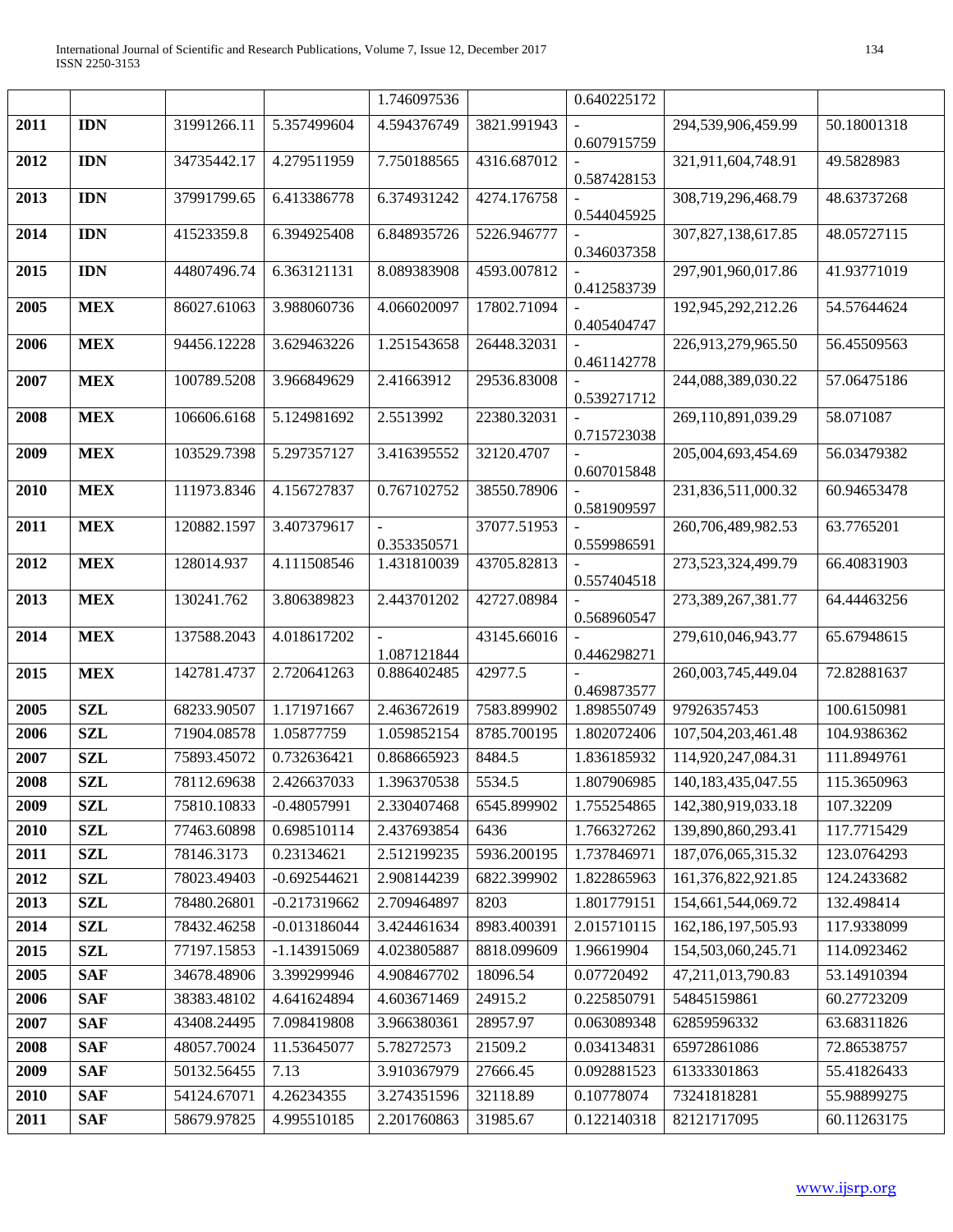| | | | | 1.746097536 | | 0.640225172 | | |
|---|---|---|---|---|---|---|---|---|
| **2011** | **IDN** | 31991266.11 | 5.357499604 | 4.594376749 | 3821.991943 | -0.607915759 | 294,539,906,459.99 | 50.18001318 |
| **2012** | **IDN** | 34735442.17 | 4.279511959 | 7.750188565 | 4316.687012 | -0.587428153 | 321,911,604,748.91 | 49.5828983 |
| **2013** | **IDN** | 37991799.65 | 6.413386778 | 6.374931242 | 4274.176758 | -0.544045925 | 308,719,296,468.79 | 48.63737268 |
| **2014** | **IDN** | 41523359.8 | 6.394925408 | 6.848935726 | 5226.946777 | -0.346037358 | 307,827,138,617.85 | 48.05727115 |
| **2015** | **IDN** | 44807496.74 | 6.363121131 | 8.089383908 | 4593.007812 | -0.412583739 | 297,901,960,017.86 | 41.93771019 |
| **2005** | **MEX** | 86027.61063 | 3.988060736 | 4.066020097 | 17802.71094 | -0.405404747 | 192,945,292,212.26 | 54.57644624 |
| **2006** | **MEX** | 94456.12228 | 3.629463226 | 1.251543658 | 26448.32031 | -0.461142778 | 226,913,279,965.50 | 56.45509563 |
| **2007** | **MEX** | 100789.5208 | 3.966849629 | 2.41663912 | 29536.83008 | -0.539271712 | 244,088,389,030.22 | 57.06475186 |
| **2008** | **MEX** | 106606.6168 | 5.124981692 | 2.5513992 | 22380.32031 | -0.715723038 | 269,110,891,039.29 | 58.071087 |
| **2009** | **MEX** | 103529.7398 | 5.297357127 | 3.416395552 | 32120.4707 | -0.607015848 | 205,004,693,454.69 | 56.03479382 |
| **2010** | **MEX** | 111973.8346 | 4.156727837 | 0.767102752 | 38550.78906 | -0.581909597 | 231,836,511,000.32 | 60.94653478 |
| **2011** | **MEX** | 120882.1597 | 3.407379617 | -0.353350571 | 37077.51953 | -0.559986591 | 260,706,489,982.53 | 63.7765201 |
| **2012** | **MEX** | 128014.937 | 4.111508546 | 1.431810039 | 43705.82813 | -0.557404518 | 273,523,324,499.79 | 66.40831903 |
| **2013** | **MEX** | 130241.762 | 3.806389823 | 2.443701202 | 42727.08984 | -0.568960547 | 273,389,267,381.77 | 64.44463256 |
| **2014** | **MEX** | 137588.2043 | 4.018617202 | -1.087121844 | 43145.66016 | -0.446298271 | 279,610,046,943.77 | 65.67948615 |
| **2015** | **MEX** | 142781.4737 | 2.720641263 | 0.886402485 | 42977.5 | -0.469873577 | 260,003,745,449.04 | 72.82881637 |
| **2005** | **SZL** | 68233.90507 | 1.171971667 | 2.463672619 | 7583.899902 | 1.898550749 | 97926357453 | 100.6150981 |
| **2006** | **SZL** | 71904.08578 | 1.05877759 | 1.059852154 | 8785.700195 | 1.802072406 | 107,504,203,461.48 | 104.9386362 |
| **2007** | **SZL** | 75893.45072 | 0.732636421 | 0.868665923 | 8484.5 | 1.836185932 | 114,920,247,084.31 | 111.8949761 |
| **2008** | **SZL** | 78112.69638 | 2.426637033 | 1.396370538 | 5534.5 | 1.807906985 | 140,183,435,047.55 | 115.3650963 |
| **2009** | **SZL** | 75810.10833 | -0.48057991 | 2.330407468 | 6545.899902 | 1.755254865 | 142,380,919,033.18 | 107.32209 |
| **2010** | **SZL** | 77463.60898 | 0.698510114 | 2.437693854 | 6436 | 1.766327262 | 139,890,860,293.41 | 117.7715429 |
| **2011** | **SZL** | 78146.3173 | 0.23134621 | 2.512199235 | 5936.200195 | 1.737846971 | 187,076,065,315.32 | 123.0764293 |
| **2012** | **SZL** | 78023.49403 | -0.692544621 | 2.908144239 | 6822.399902 | 1.822865963 | 161,376,822,921.85 | 124.2433682 |
| **2013** | **SZL** | 78480.26801 | -0.217319662 | 2.709464897 | 8203 | 1.801779151 | 154,661,544,069.72 | 132.498414 |
| **2014** | **SZL** | 78432.46258 | -0.013186044 | 3.424461634 | 8983.400391 | 2.015710115 | 162,186,197,505.93 | 117.9338099 |
| **2015** | **SZL** | 77197.15853 | -1.143915069 | 4.023805887 | 8818.099609 | 1.96619904 | 154,503,060,245.71 | 114.0923462 |
| **2005** | **SAF** | 34678.48906 | 3.399299946 | 4.908467702 | 18096.54 | 0.07720492 | 47,211,013,790.83 | 53.14910394 |
| **2006** | **SAF** | 38383.48102 | 4.641624894 | 4.603671469 | 24915.2 | 0.225850791 | 54845159861 | 60.27723209 |
| **2007** | **SAF** | 43408.24495 | 7.098419808 | 3.966380361 | 28957.97 | 0.063089348 | 62859596332 | 63.68311826 |
| **2008** | **SAF** | 48057.70024 | 11.53645077 | 5.78272573 | 21509.2 | 0.034134831 | 65972861086 | 72.86538757 |
| **2009** | **SAF** | 50132.56455 | 7.13 | 3.910367979 | 27666.45 | 0.092881523 | 61333301863 | 55.41826433 |
| **2010** | **SAF** | 54124.67071 | 4.26234355 | 3.274351596 | 32118.89 | 0.10778074 | 73241818281 | 55.98899275 |
| **2011** | **SAF** | 58679.97825 | 4.995510185 | 2.201760863 | 31985.67 | 0.122140318 | 82121717095 | 60.11263175 |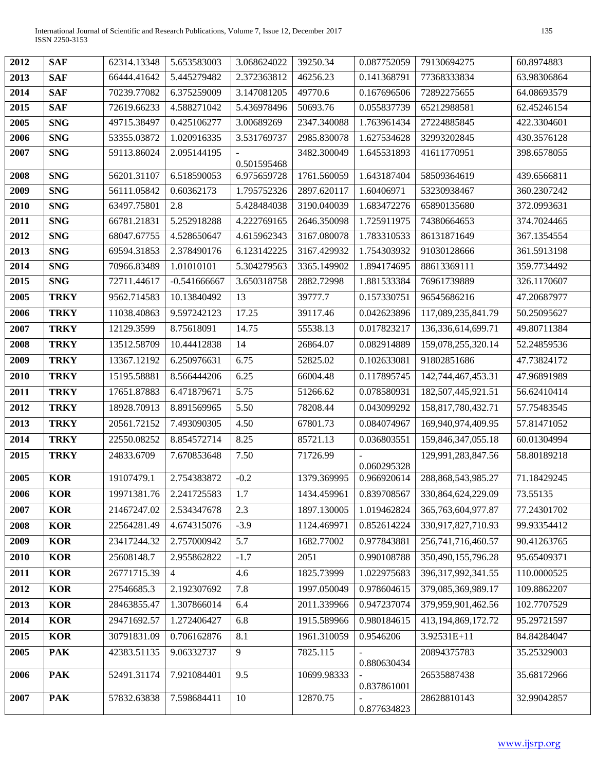| 2012 | SAF | 62314.13348 | 5.653583003 | 3.068624022 | 39250.34 | 0.087752059 | 79130694275 | 60.8974883 |
|---|---|---|---|---|---|---|---|---|
| 2013 | SAF | 66444.41642 | 5.445279482 | 2.372363812 | 46256.23 | 0.141368791 | 77368333834 | 63.98306864 |
| 2014 | SAF | 70239.77082 | 6.375259009 | 3.147081205 | 49770.6 | 0.167696506 | 72892275655 | 64.08693579 |
| 2015 | SAF | 72619.66233 | 4.588271042 | 5.436978496 | 50693.76 | 0.055837739 | 65212988581 | 62.45246154 |
| 2005 | SNG | 49715.38497 | 0.425106277 | 3.00689269 | 2347.340088 | 1.763961434 | 27224885845 | 422.3304601 |
| 2006 | SNG | 53355.03872 | 1.020916335 | 3.531769737 | 2985.830078 | 1.627534628 | 32993202845 | 430.3576128 |
| 2007 | SNG | 59113.86024 | 2.095144195 | -0.501595468 | 3482.300049 | 1.645531893 | 41611770951 | 398.6578055 |
| 2008 | SNG | 56201.31107 | 6.518590053 | 6.975659728 | 1761.560059 | 1.643187404 | 58509364619 | 439.6566811 |
| 2009 | SNG | 56111.05842 | 0.60362173 | 1.795752326 | 2897.620117 | 1.60406971 | 53230938467 | 360.2307242 |
| 2010 | SNG | 63497.75801 | 2.8 | 5.428484038 | 3190.040039 | 1.683472276 | 65890135680 | 372.0993631 |
| 2011 | SNG | 66781.21831 | 5.252918288 | 4.222769165 | 2646.350098 | 1.725911975 | 74380664653 | 374.7024465 |
| 2012 | SNG | 68047.67755 | 4.528650647 | 4.615962343 | 3167.080078 | 1.783310533 | 86131871649 | 367.1354554 |
| 2013 | SNG | 69594.31853 | 2.378490176 | 6.123142225 | 3167.429932 | 1.754303932 | 91030128666 | 361.5913198 |
| 2014 | SNG | 70966.83489 | 1.01010101 | 5.304279563 | 3365.149902 | 1.894174695 | 88613369111 | 359.7734492 |
| 2015 | SNG | 72711.44617 | -0.541666667 | 3.650318758 | 2882.72998 | 1.881533384 | 76961739889 | 326.1170607 |
| 2005 | TRKY | 9562.714583 | 10.13840492 | 13 | 39777.7 | 0.157330751 | 96545686216 | 47.20687977 |
| 2006 | TRKY | 11038.40863 | 9.597242123 | 17.25 | 39117.46 | 0.042623896 | 117,089,235,841.79 | 50.25095627 |
| 2007 | TRKY | 12129.3599 | 8.75618091 | 14.75 | 55538.13 | 0.017823217 | 136,336,614,699.71 | 49.80711384 |
| 2008 | TRKY | 13512.58709 | 10.44412838 | 14 | 26864.07 | 0.082914889 | 159,078,255,320.14 | 52.24859536 |
| 2009 | TRKY | 13367.12192 | 6.250976631 | 6.75 | 52825.02 | 0.102633081 | 91802851686 | 47.73824172 |
| 2010 | TRKY | 15195.58881 | 8.566444206 | 6.25 | 66004.48 | 0.117895745 | 142,744,467,453.31 | 47.96891989 |
| 2011 | TRKY | 17651.87883 | 6.471879671 | 5.75 | 51266.62 | 0.078580931 | 182,507,445,921.51 | 56.62410414 |
| 2012 | TRKY | 18928.70913 | 8.891569965 | 5.50 | 78208.44 | 0.043099292 | 158,817,780,432.71 | 57.75483545 |
| 2013 | TRKY | 20561.72152 | 7.493090305 | 4.50 | 67801.73 | 0.084074967 | 169,940,974,409.95 | 57.81471052 |
| 2014 | TRKY | 22550.08252 | 8.854572714 | 8.25 | 85721.13 | 0.036803551 | 159,846,347,055.18 | 60.01304994 |
| 2015 | TRKY | 24833.6709 | 7.670853648 | 7.50 | 71726.99 | -0.060295328 | 129,991,283,847.56 | 58.80189218 |
| 2005 | KOR | 19107479.1 | 2.754383872 | -0.2 | 1379.369995 | 0.966920614 | 288,868,543,985.27 | 71.18429245 |
| 2006 | KOR | 19971381.76 | 2.241725583 | 1.7 | 1434.459961 | 0.839708567 | 330,864,624,229.09 | 73.55135 |
| 2007 | KOR | 21467247.02 | 2.534347678 | 2.3 | 1897.130005 | 1.019462824 | 365,763,604,977.87 | 77.24301702 |
| 2008 | KOR | 22564281.49 | 4.674315076 | -3.9 | 1124.469971 | 0.852614224 | 330,917,827,710.93 | 99.93354412 |
| 2009 | KOR | 23417244.32 | 2.757000942 | 5.7 | 1682.77002 | 0.977843881 | 256,741,716,460.57 | 90.41263765 |
| 2010 | KOR | 25608148.7 | 2.955862822 | -1.7 | 2051 | 0.990108788 | 350,490,155,796.28 | 95.65409371 |
| 2011 | KOR | 26771715.39 | 4 | 4.6 | 1825.73999 | 1.022975683 | 396,317,992,341.55 | 110.0000525 |
| 2012 | KOR | 27546685.3 | 2.192307692 | 7.8 | 1997.050049 | 0.978604615 | 379,085,369,989.17 | 109.8862207 |
| 2013 | KOR | 28463855.47 | 1.307866014 | 6.4 | 2011.339966 | 0.947237074 | 379,959,901,462.56 | 102.7707529 |
| 2014 | KOR | 29471692.57 | 1.272406427 | 6.8 | 1915.589966 | 0.980184615 | 413,194,869,172.72 | 95.29721597 |
| 2015 | KOR | 30791831.09 | 0.706162876 | 8.1 | 1961.310059 | 0.9546206 | 3.92531E+11 | 84.84284047 |
| 2005 | PAK | 42383.51135 | 9.06332737 | 9 | 7825.115 | -0.880630434 | 20894375783 | 35.25329003 |
| 2006 | PAK | 52491.31174 | 7.921084401 | 9.5 | 10699.98333 | -0.837861001 | 26535887438 | 35.68172966 |
| 2007 | PAK | 57832.63838 | 7.598684411 | 10 | 12870.75 | -0.877634823 | 28628810143 | 32.99042857 |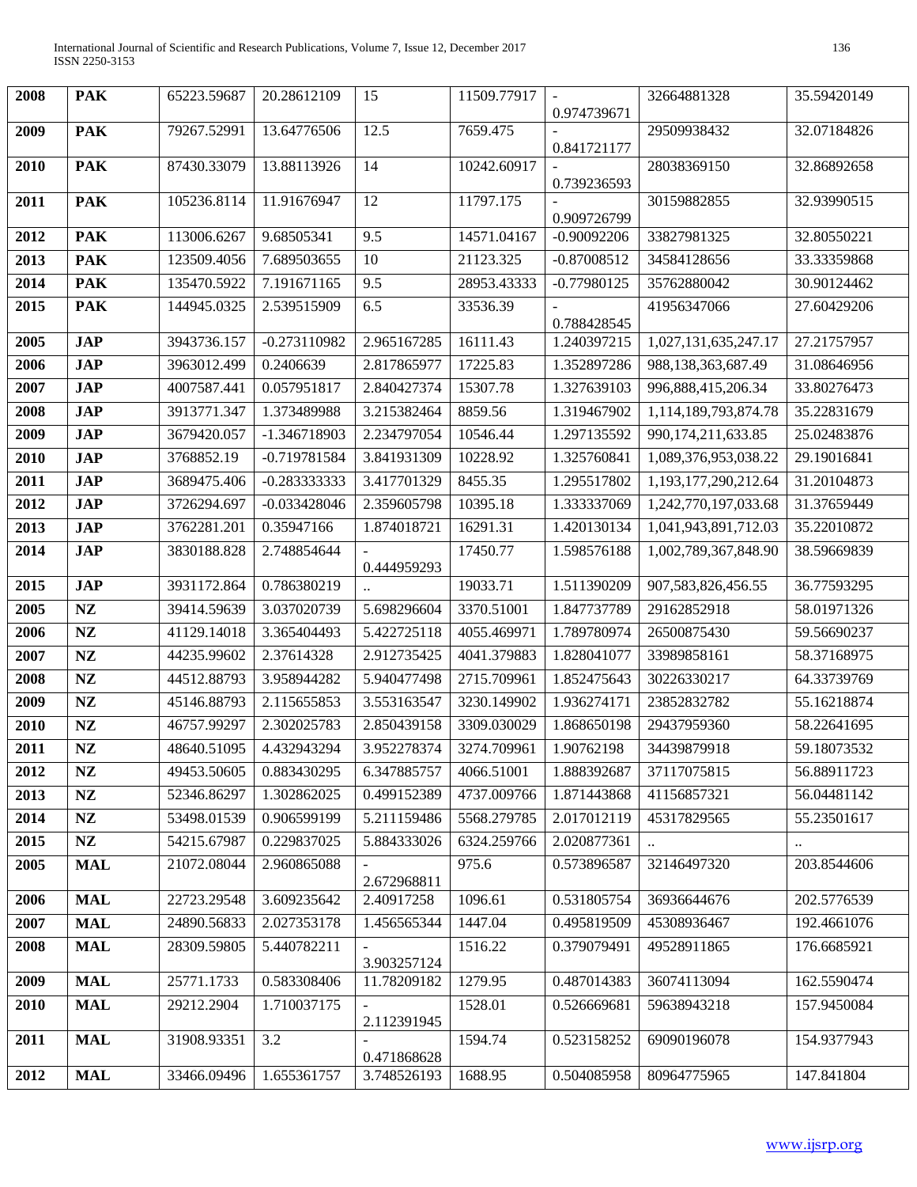| 2008 | PAK | 65223.59687 | 20.28612109 | 15 | 11509.77917 | -0.974739671 | 32664881328 | 35.59420149 |
|---|---|---|---|---|---|---|---|---|
| 2009 | PAK | 79267.52991 | 13.64776506 | 12.5 | 7659.475 | -0.841721177 | 29509938432 | 32.07184826 |
| 2010 | PAK | 87430.33079 | 13.88113926 | 14 | 10242.60917 | -0.739236593 | 28038369150 | 32.86892658 |
| 2011 | PAK | 105236.8114 | 11.91676947 | 12 | 11797.175 | -0.909726799 | 30159882855 | 32.93990515 |
| 2012 | PAK | 113006.6267 | 9.68505341 | 9.5 | 14571.04167 | -0.90092206 | 33827981325 | 32.80550221 |
| 2013 | PAK | 123509.4056 | 7.689503655 | 10 | 21123.325 | -0.87008512 | 34584128656 | 33.33359868 |
| 2014 | PAK | 135470.5922 | 7.191671165 | 9.5 | 28953.43333 | -0.77980125 | 35762880042 | 30.90124462 |
| 2015 | PAK | 144945.0325 | 2.539515909 | 6.5 | 33536.39 | -0.788428545 | 41956347066 | 27.60429206 |
| 2005 | JAP | 3943736.157 | -0.273110982 | 2.965167285 | 16111.43 | 1.240397215 | 1,027,131,635,247.17 | 27.21757957 |
| 2006 | JAP | 3963012.499 | 0.2406639 | 2.817865977 | 17225.83 | 1.352897286 | 988,138,363,687.49 | 31.08646956 |
| 2007 | JAP | 4007587.441 | 0.057951817 | 2.840427374 | 15307.78 | 1.327639103 | 996,888,415,206.34 | 33.80276473 |
| 2008 | JAP | 3913771.347 | 1.373489988 | 3.215382464 | 8859.56 | 1.319467902 | 1,114,189,793,874.78 | 35.22831679 |
| 2009 | JAP | 3679420.057 | -1.346718903 | 2.234797054 | 10546.44 | 1.297135592 | 990,174,211,633.85 | 25.02483876 |
| 2010 | JAP | 3768852.19 | -0.719781584 | 3.841931309 | 10228.92 | 1.325760841 | 1,089,376,953,038.22 | 29.19016841 |
| 2011 | JAP | 3689475.406 | -0.283333333 | 3.417701329 | 8455.35 | 1.295517802 | 1,193,177,290,212.64 | 31.20104873 |
| 2012 | JAP | 3726294.697 | -0.033428046 | 2.359605798 | 10395.18 | 1.333337069 | 1,242,770,197,033.68 | 31.37659449 |
| 2013 | JAP | 3762281.201 | 0.35947166 | 1.874018721 | 16291.31 | 1.420130134 | 1,041,943,891,712.03 | 35.22010872 |
| 2014 | JAP | 3830188.828 | 2.748854644 | -0.444959293 | 17450.77 | 1.598576188 | 1,002,789,367,848.90 | 38.59669839 |
| 2015 | JAP | 3931172.864 | 0.786380219 | .. | 19033.71 | 1.511390209 | 907,583,826,456.55 | 36.77593295 |
| 2005 | NZ | 39414.59639 | 3.037020739 | 5.698296604 | 3370.51001 | 1.847737789 | 29162852918 | 58.01971326 |
| 2006 | NZ | 41129.14018 | 3.365404493 | 5.422725118 | 4055.469971 | 1.789780974 | 26500875430 | 59.56690237 |
| 2007 | NZ | 44235.99602 | 2.37614328 | 2.912735425 | 4041.379883 | 1.828041077 | 33989858161 | 58.37168975 |
| 2008 | NZ | 44512.88793 | 3.958944282 | 5.940477498 | 2715.709961 | 1.852475643 | 30226330217 | 64.33739769 |
| 2009 | NZ | 45146.88793 | 2.115655853 | 3.553163547 | 3230.149902 | 1.936274171 | 23852832782 | 55.16218874 |
| 2010 | NZ | 46757.99297 | 2.302025783 | 2.850439158 | 3309.030029 | 1.868650198 | 29437959360 | 58.22641695 |
| 2011 | NZ | 48640.51095 | 4.432943294 | 3.952278374 | 3274.709961 | 1.90762198 | 34439879918 | 59.18073532 |
| 2012 | NZ | 49453.50605 | 0.883430295 | 6.347885757 | 4066.51001 | 1.888392687 | 37117075815 | 56.88911723 |
| 2013 | NZ | 52346.86297 | 1.302862025 | 0.499152389 | 4737.009766 | 1.871443868 | 41156857321 | 56.04481142 |
| 2014 | NZ | 53498.01539 | 0.906599199 | 5.211159486 | 5568.279785 | 2.017012119 | 45317829565 | 55.23501617 |
| 2015 | NZ | 54215.67987 | 0.229837025 | 5.884333026 | 6324.259766 | 2.020877361 | .. | .. |
| 2005 | MAL | 21072.08044 | 2.960865088 | -2.672968811 | 975.6 | 0.573896587 | 32146497320 | 203.8544606 |
| 2006 | MAL | 22723.29548 | 3.609235642 | 2.40917258 | 1096.61 | 0.531805754 | 36936644676 | 202.5776539 |
| 2007 | MAL | 24890.56833 | 2.027353178 | 1.456565344 | 1447.04 | 0.495819509 | 45308936467 | 192.4661076 |
| 2008 | MAL | 28309.59805 | 5.440782211 | -3.903257124 | 1516.22 | 0.379079491 | 49528911865 | 176.6685921 |
| 2009 | MAL | 25771.1733 | 0.583308406 | 11.78209182 | 1279.95 | 0.487014383 | 36074113094 | 162.5590474 |
| 2010 | MAL | 29212.2904 | 1.710037175 | -2.112391945 | 1528.01 | 0.526669681 | 59638943218 | 157.9450084 |
| 2011 | MAL | 31908.93351 | 3.2 | -0.471868628 | 1594.74 | 0.523158252 | 69090196078 | 154.9377943 |
| 2012 | MAL | 33466.09496 | 1.655361757 | 3.748526193 | 1688.95 | 0.504085958 | 80964775965 | 147.841804 |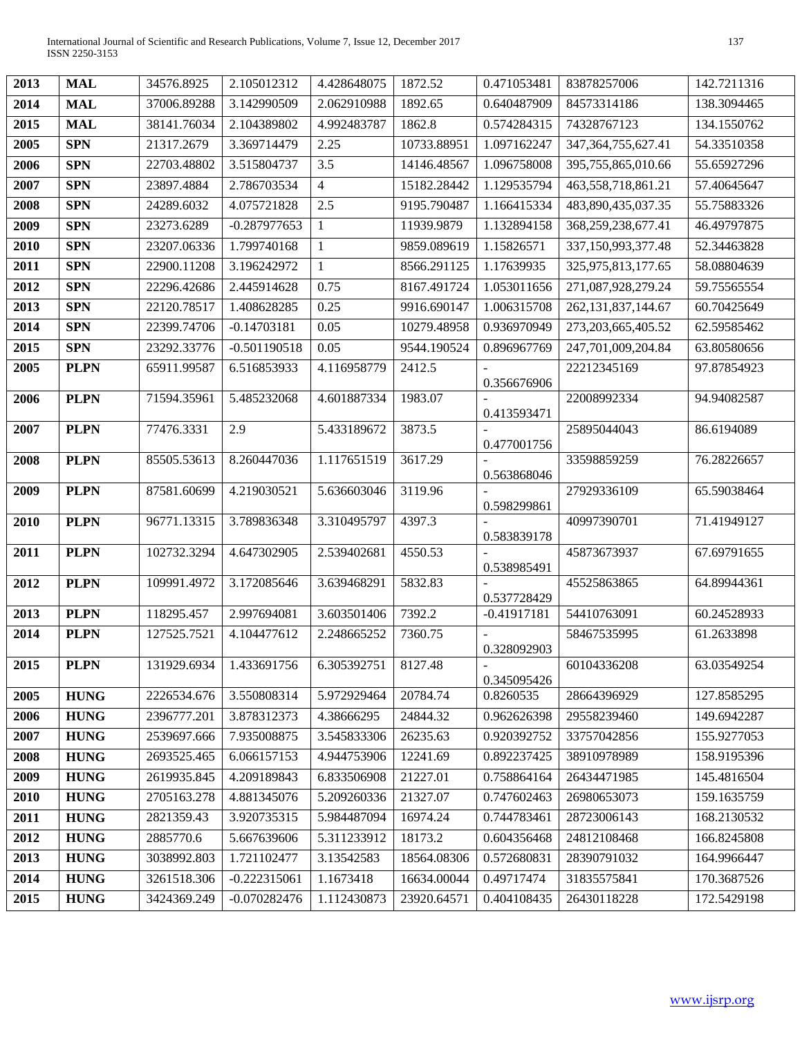| 2013 | MAL | 34576.8925 | 2.105012312 | 4.428648075 | 1872.52 | 0.471053481 | 83878257006 | 142.7211316 |
|---|---|---|---|---|---|---|---|---|
| 2014 | MAL | 37006.89288 | 3.142990509 | 2.062910988 | 1892.65 | 0.640487909 | 84573314186 | 138.3094465 |
| 2015 | MAL | 38141.76034 | 2.104389802 | 4.992483787 | 1862.8 | 0.574284315 | 74328767123 | 134.1550762 |
| 2005 | SPN | 21317.2679 | 3.369714479 | 2.25 | 10733.88951 | 1.097162247 | 347,364,755,627.41 | 54.33510358 |
| 2006 | SPN | 22703.48802 | 3.515804737 | 3.5 | 14146.48567 | 1.096758008 | 395,755,865,010.66 | 55.65927296 |
| 2007 | SPN | 23897.4884 | 2.786703534 | 4 | 15182.28442 | 1.129535794 | 463,558,718,861.21 | 57.40645647 |
| 2008 | SPN | 24289.6032 | 4.075721828 | 2.5 | 9195.790487 | 1.166415334 | 483,890,435,037.35 | 55.75883326 |
| 2009 | SPN | 23273.6289 | -0.287977653 | 1 | 11939.9879 | 1.132894158 | 368,259,238,677.41 | 46.49797875 |
| 2010 | SPN | 23207.06336 | 1.799740168 | 1 | 9859.089619 | 1.15826571 | 337,150,993,377.48 | 52.34463828 |
| 2011 | SPN | 22900.11208 | 3.196242972 | 1 | 8566.291125 | 1.17639935 | 325,975,813,177.65 | 58.08804639 |
| 2012 | SPN | 22296.42686 | 2.445914628 | 0.75 | 8167.491724 | 1.053011656 | 271,087,928,279.24 | 59.75565554 |
| 2013 | SPN | 22120.78517 | 1.408628285 | 0.25 | 9916.690147 | 1.006315708 | 262,131,837,144.67 | 60.70425649 |
| 2014 | SPN | 22399.74706 | -0.14703181 | 0.05 | 10279.48958 | 0.936970949 | 273,203,665,405.52 | 62.59585462 |
| 2015 | SPN | 23292.33776 | -0.501190518 | 0.05 | 9544.190524 | 0.896967769 | 247,701,009,204.84 | 63.80580656 |
| 2005 | PLPN | 65911.99587 | 6.516853933 | 4.116958779 | 2412.5 | -0.356676906 | 22212345169 | 97.87854923 |
| 2006 | PLPN | 71594.35961 | 5.485232068 | 4.601887334 | 1983.07 | -0.413593471 | 22008992334 | 94.94082587 |
| 2007 | PLPN | 77476.3331 | 2.9 | 5.433189672 | 3873.5 | -0.477001756 | 25895044043 | 86.6194089 |
| 2008 | PLPN | 85505.53613 | 8.260447036 | 1.117651519 | 3617.29 | -0.563868046 | 33598859259 | 76.28226657 |
| 2009 | PLPN | 87581.60699 | 4.219030521 | 5.636603046 | 3119.96 | -0.598299861 | 27929336109 | 65.59038464 |
| 2010 | PLPN | 96771.13315 | 3.789836348 | 3.310495797 | 4397.3 | -0.583839178 | 40997390701 | 71.41949127 |
| 2011 | PLPN | 102732.3294 | 4.647302905 | 2.539402681 | 4550.53 | -0.538985491 | 45873673937 | 67.69791655 |
| 2012 | PLPN | 109991.4972 | 3.172085646 | 3.639468291 | 5832.83 | -0.537728429 | 45525863865 | 64.89944361 |
| 2013 | PLPN | 118295.457 | 2.997694081 | 3.603501406 | 7392.2 | -0.41917181 | 54410763091 | 60.24528933 |
| 2014 | PLPN | 127525.7521 | 4.104477612 | 2.248665252 | 7360.75 | -0.328092903 | 58467535995 | 61.2633898 |
| 2015 | PLPN | 131929.6934 | 1.433691756 | 6.305392751 | 8127.48 | -0.345095426 | 60104336208 | 63.03549254 |
| 2005 | HUNG | 2226534.676 | 3.550808314 | 5.972929464 | 20784.74 | 0.8260535 | 28664396929 | 127.8585295 |
| 2006 | HUNG | 2396777.201 | 3.878312373 | 4.38666295 | 24844.32 | 0.962626398 | 29558239460 | 149.6942287 |
| 2007 | HUNG | 2539697.666 | 7.935008875 | 3.545833306 | 26235.63 | 0.920392752 | 33757042856 | 155.9277053 |
| 2008 | HUNG | 2693525.465 | 6.066157153 | 4.944753906 | 12241.69 | 0.892237425 | 38910978989 | 158.9195396 |
| 2009 | HUNG | 2619935.845 | 4.209189843 | 6.833506908 | 21227.01 | 0.758864164 | 26434471985 | 145.4816504 |
| 2010 | HUNG | 2705163.278 | 4.881345076 | 5.209260336 | 21327.07 | 0.747602463 | 26980653073 | 159.1635759 |
| 2011 | HUNG | 2821359.43 | 3.920735315 | 5.984487094 | 16974.24 | 0.744783461 | 28723006143 | 168.2130532 |
| 2012 | HUNG | 2885770.6 | 5.667639606 | 5.311233912 | 18173.2 | 0.604356468 | 24812108468 | 166.8245808 |
| 2013 | HUNG | 3038992.803 | 1.721102477 | 3.13542583 | 18564.08306 | 0.572680831 | 28390791032 | 164.9966447 |
| 2014 | HUNG | 3261518.306 | -0.222315061 | 1.1673418 | 16634.00044 | 0.49717474 | 31835575841 | 170.3687526 |
| 2015 | HUNG | 3424369.249 | -0.070282476 | 1.112430873 | 23920.64571 | 0.404108435 | 26430118228 | 172.5429198 |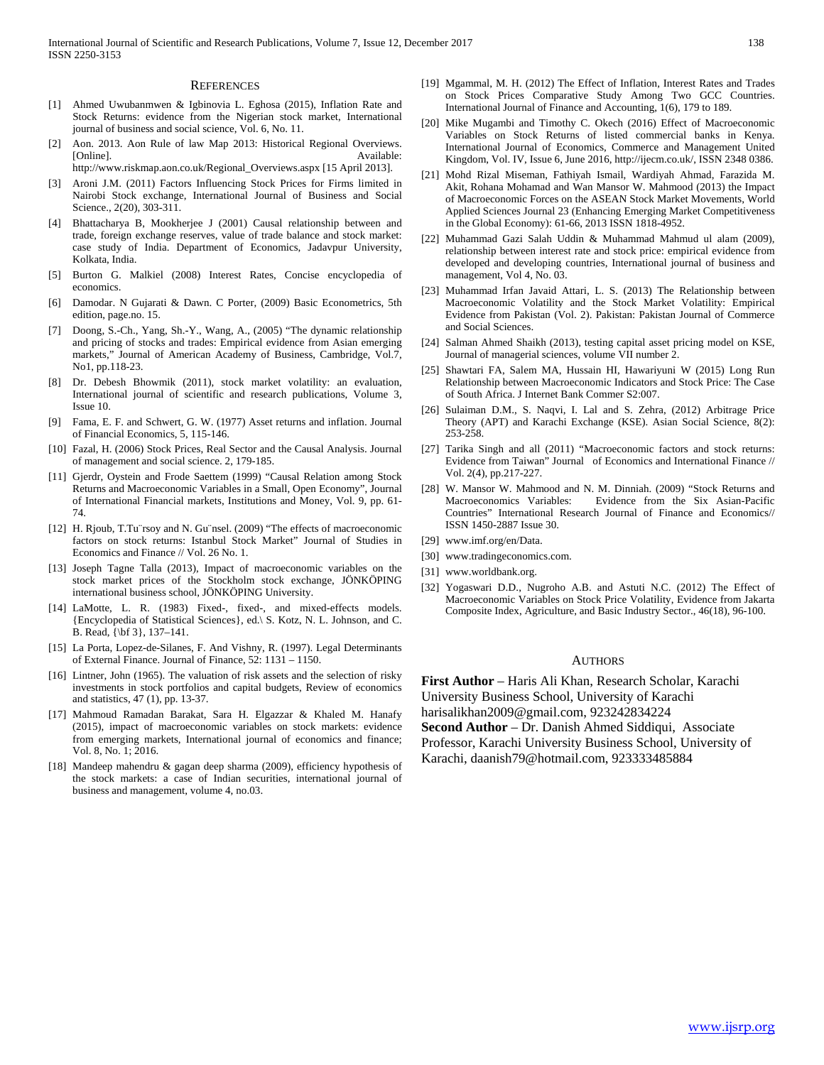## REFERENCES

[1] Ahmed Uwubanmwen & Igbinovia L. Eghosa (2015), Inflation Rate and Stock Returns: evidence from the Nigerian stock market, International journal of business and social science, Vol. 6, No. 11.

[2] Aon. 2013. Aon Rule of law Map 2013: Historical Regional Overviews. [Online]. Available: http://www.riskmap.aon.co.uk/Regional_Overviews.aspx [15 April 2013].

[3] Aroni J.M. (2011) Factors Influencing Stock Prices for Firms limited in Nairobi Stock exchange, International Journal of Business and Social Science., 2(20), 303-311.

[4] Bhattacharya B, Mookherjee J (2001) Causal relationship between and trade, foreign exchange reserves, value of trade balance and stock market: case study of India. Department of Economics, Jadavpur University, Kolkata, India.

[5] Burton G. Malkiel (2008) Interest Rates, Concise encyclopedia of economics.

[6] Damodar. N Gujarati & Dawn. C Porter, (2009) Basic Econometrics, 5th edition, page.no. 15.

[7] Doong, S.-Ch., Yang, Sh.-Y., Wang, A., (2005) "The dynamic relationship and pricing of stocks and trades: Empirical evidence from Asian emerging markets," Journal of American Academy of Business, Cambridge, Vol.7, No1, pp.118-23.

[8] Dr. Debesh Bhowmik (2011), stock market volatility: an evaluation, International journal of scientific and research publications, Volume 3, Issue 10.

[9] Fama, E. F. and Schwert, G. W. (1977) Asset returns and inflation. Journal of Financial Economics, 5, 115-146.

[10] Fazal, H. (2006) Stock Prices, Real Sector and the Causal Analysis. Journal of management and social science. 2, 179-185.

[11] Gjerdr, Oystein and Frode Saettem (1999) "Causal Relation among Stock Returns and Macroeconomic Variables in a Small, Open Economy", Journal of International Financial markets, Institutions and Money, Vol. 9, pp. 61-74.

[12] H. Rjoub, T.Tu¨rsoy and N. Gu¨nsel. (2009) "The effects of macroeconomic factors on stock returns: Istanbul Stock Market" Journal of Studies in Economics and Finance // Vol. 26 No. 1.

[13] Joseph Tagne Talla (2013), Impact of macroeconomic variables on the stock market prices of the Stockholm stock exchange, JÖNKÖPING international business school, JÖNKÖPING University.

[14] LaMotte, L. R. (1983) Fixed-, fixed-, and mixed-effects models. {Encyclopedia of Statistical Sciences}, ed.\ S. Kotz, N. L. Johnson, and C. B. Read, {\bf 3}, 137–141.

[15] La Porta, Lopez-de-Silanes, F. And Vishny, R. (1997). Legal Determinants of External Finance. Journal of Finance, 52: 1131 – 1150.

[16] Lintner, John (1965). The valuation of risk assets and the selection of risky investments in stock portfolios and capital budgets, Review of economics and statistics, 47 (1), pp. 13-37.

[17] Mahmoud Ramadan Barakat, Sara H. Elgazzar & Khaled M. Hanafy (2015), impact of macroeconomic variables on stock markets: evidence from emerging markets, International journal of economics and finance; Vol. 8, No. 1; 2016.

[18] Mandeep mahendru & gagan deep sharma (2009), efficiency hypothesis of the stock markets: a case of Indian securities, international journal of business and management, volume 4, no.03.

[19] Mgammal, M. H. (2012) The Effect of Inflation, Interest Rates and Trades on Stock Prices Comparative Study Among Two GCC Countries. International Journal of Finance and Accounting, 1(6), 179 to 189.

[20] Mike Mugambi and Timothy C. Okech (2016) Effect of Macroeconomic Variables on Stock Returns of listed commercial banks in Kenya. International Journal of Economics, Commerce and Management United Kingdom, Vol. IV, Issue 6, June 2016, http://ijecm.co.uk/, ISSN 2348 0386.

[21] Mohd Rizal Miseman, Fathiyah Ismail, Wardiyah Ahmad, Farazida M. Akit, Rohana Mohamad and Wan Mansor W. Mahmood (2013) the Impact of Macroeconomic Forces on the ASEAN Stock Market Movements, World Applied Sciences Journal 23 (Enhancing Emerging Market Competitiveness in the Global Economy): 61-66, 2013 ISSN 1818-4952.

[22] Muhammad Gazi Salah Uddin & Muhammad Mahmud ul alam (2009), relationship between interest rate and stock price: empirical evidence from developed and developing countries, International journal of business and management, Vol 4, No. 03.

[23] Muhammad Irfan Javaid Attari, L. S. (2013) The Relationship between Macroeconomic Volatility and the Stock Market Volatility: Empirical Evidence from Pakistan (Vol. 2). Pakistan: Pakistan Journal of Commerce and Social Sciences.

[24] Salman Ahmed Shaikh (2013), testing capital asset pricing model on KSE, Journal of managerial sciences, volume VII number 2.

[25] Shawtari FA, Salem MA, Hussain HI, Hawariyuni W (2015) Long Run Relationship between Macroeconomic Indicators and Stock Price: The Case of South Africa. J Internet Bank Commer S2:007.

[26] Sulaiman D.M., S. Naqvi, I. Lal and S. Zehra, (2012) Arbitrage Price Theory (APT) and Karachi Exchange (KSE). Asian Social Science, 8(2): 253-258.

[27] Tarika Singh and all (2011) "Macroeconomic factors and stock returns: Evidence from Taiwan" Journal of Economics and International Finance // Vol. 2(4), pp.217-227.

[28] W. Mansor W. Mahmood and N. M. Dinniah. (2009) "Stock Returns and Macroeconomics Variables: Evidence from the Six Asian-Pacific Countries" International Research Journal of Finance and Economics// ISSN 1450-2887 Issue 30.

[29] www.imf.org/en/Data.

[30] www.tradingeconomics.com.

[31] www.worldbank.org.

[32] Yogaswari D.D., Nugroho A.B. and Astuti N.C. (2012) The Effect of Macroeconomic Variables on Stock Price Volatility, Evidence from Jakarta Composite Index, Agriculture, and Basic Industry Sector., 46(18), 96-100.

## AUTHORS

**First Author** – Haris Ali Khan, Research Scholar, Karachi University Business School, University of Karachi harisalikhan2009@gmail.com, 923242834224

**Second Author** – Dr. Danish Ahmed Siddiqui, Associate Professor, Karachi University Business School, University of Karachi, daanish79@hotmail.com, 923333485884